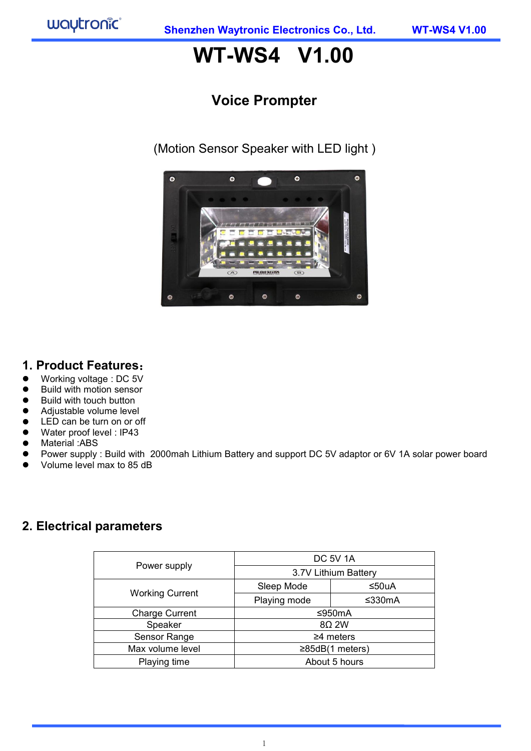# WT-WS4 V1.00

## Voice Prompter

(Motion Sensor Speaker with LED light )

## 1. Product Features：

- Working voltage : DC 5V
- Build with motion sensor
- Build with touch button
- Adjustable volume level
- LED can be turn on or off
- Water proof level : IP43
- Material :ABS
- Power supply : Build with 2000mah Lithium Battery and support DC 5V adaptor or 6V 1A solar power board
- Volume level max to 85 dB

## 2. Electrical parameters

| | | |
|---|---|---|
| Power supply | DC 5V 1A | |
| | 3.7V Lithium Battery | |
| Working Current | Sleep Mode | ≤50uA |
| | Playing mode | ≤330mA |
| Charge Current | ≤950mA | |
| Speaker | 8Ω 2W | |
| Sensor Range | ≥4 meters | |
| Max volume level | ≥85dB(1 meters) | |
| Playing time | About 5 hours | |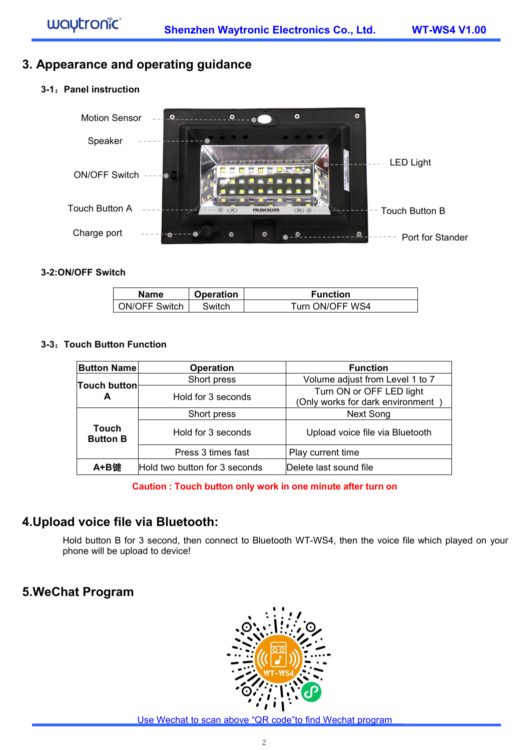# 3. Appearance and operating guidance

### 3-1：Panel instruction

Motion Sensor

Speaker

ON/OFF Switch

Touch Button A

Charge port

LED Light

Touch Button B

Port for Stander

### 3-2:ON/OFF Switch

| Name | Operation | Function |
|---|---|---|
| ON/OFF Switch | Switch | Turn ON/OFF WS4 |

### 3-3：Touch Button Function

| Button Name | Operation | Function |
|---|---|---|
| **Touch button A** | Short press | Volume adjust from Level 1 to 7 |
| | Hold for 3 seconds | Turn ON or OFF LED light (Only works for dark environment ) |
| **Touch Button B** | Short press | Next Song |
| | Hold for 3 seconds | Upload voice file via Bluetooth |
| | Press 3 times fast | Play current time |
| **A+B键** | Hold two button for 3 seconds | Delete last sound file |

**Caution : Touch button only work in one minute after turn on**

# 4.Upload voice file via Bluetooth:

Hold button B for 3 second, then connect to Bluetooth WT-WS4, then the voice file which played on your phone will be upload to device!

# 5.WeChat Program

Use Wechat to scan above "QR code"to find Wechat program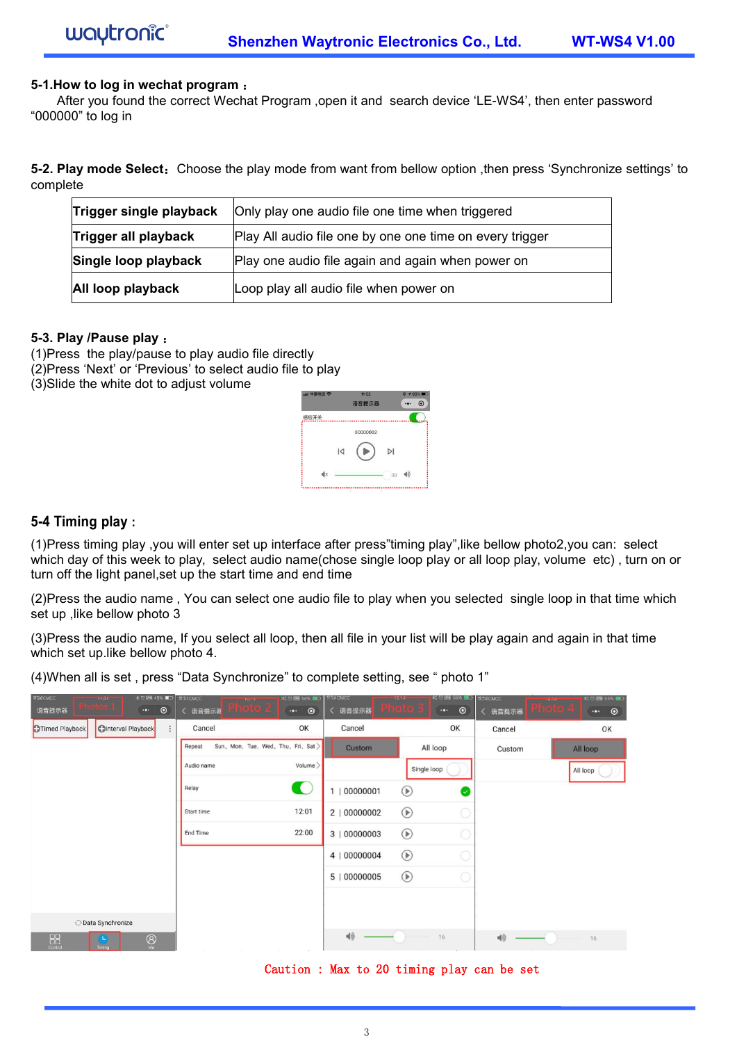**5-1.How to log in wechat program：**

After you found the correct Wechat Program ,open it and search device 'LE-WS4', then enter password "000000" to log in

**5-2. Play mode Select：**Choose the play mode from want from bellow option ,then press 'Synchronize settings' to complete

| **Trigger single playback** | Only play one audio file one time when triggered |
|---|---|
| **Trigger all playback** | Play All audio file one by one one time on every trigger |
| **Single loop playback** | Play one audio file again and again when power on |
| **All loop playback** | Loop play all audio file when power on |

**5-3. Play /Pause play：**

(1)Press the play/pause to play audio file directly
(2)Press 'Next' or 'Previous' to select audio file to play
(3)Slide the white dot to adjust volume

**5-4 Timing play：**

(1)Press timing play ,you will enter set up interface after press"timing play",like bellow photo2,you can: select which day of this week to play, select audio name(chose single loop play or all loop play, volume etc) , turn on or turn off the light panel,set up the start time and end time

(2)Press the audio name , You can select one audio file to play when you selected single loop in that time which set up ,like bellow photo 3

(3)Press the audio name, If you select all loop, then all file in your list will be play again and again in that time which set up.like bellow photo 4.

(4)When all is set , press "Data Synchronize" to complete setting, see " photo 1"

Caution : Max to 20 timing play can be set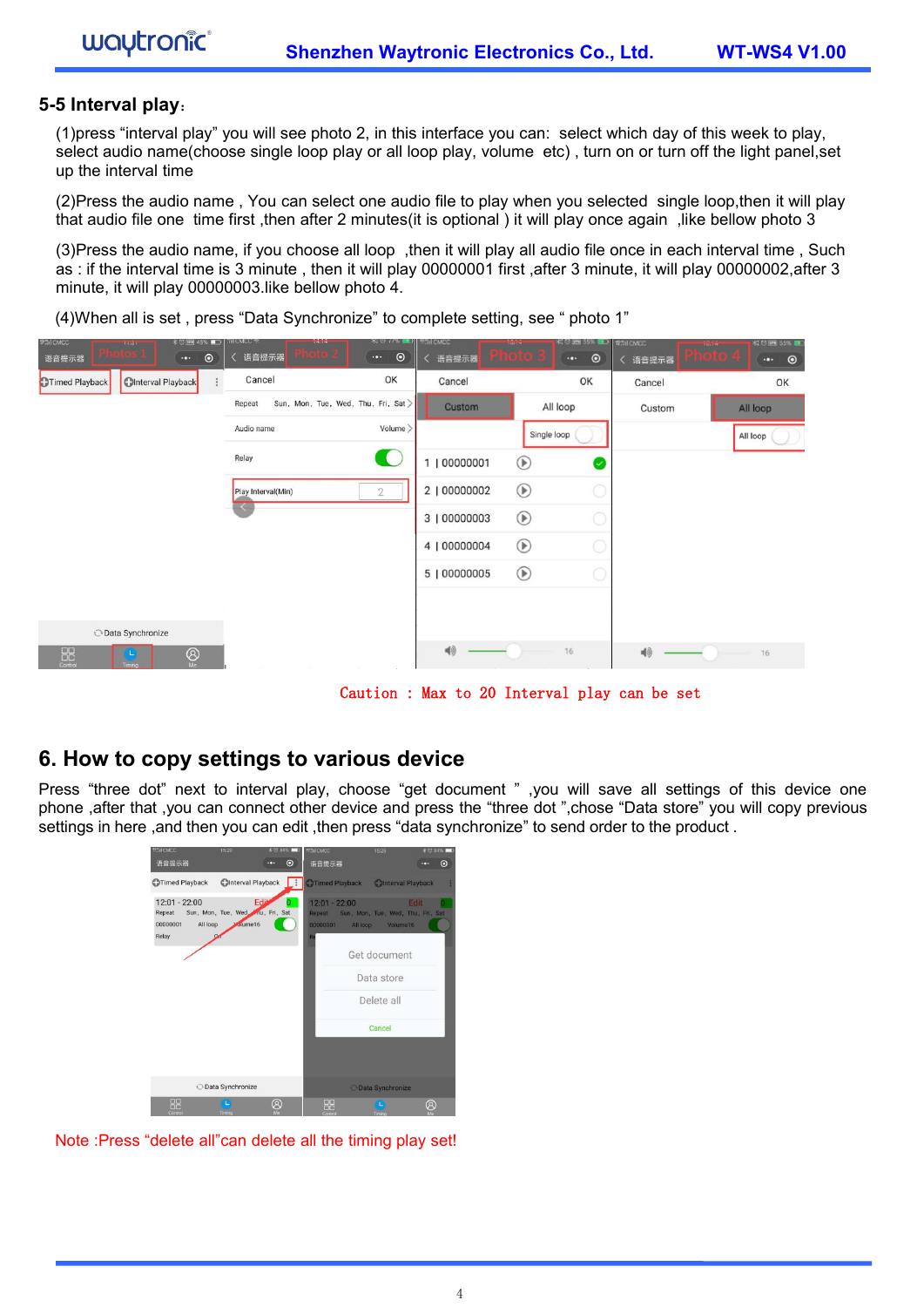## 5-5 Interval play:

(1)press “interval play” you will see photo 2, in this interface you can: select which day of this week to play, select audio name(choose single loop play or all loop play, volume etc) , turn on or turn off the light panel,set up the interval time

(2)Press the audio name , You can select one audio file to play when you selected single loop,then it will play that audio file one time first ,then after 2 minutes(it is optional ) it will play once again ,like bellow photo 3

(3)Press the audio name, if you choose all loop ,then it will play all audio file once in each interval time , Such as : if the interval time is 3 minute , then it will play 00000001 first ,after 3 minute, it will play 00000002,after 3 minute, it will play 00000003.like bellow photo 4.

(4)When all is set , press “Data Synchronize” to complete setting, see “ photo 1”

Caution : Max to 20 Interval play can be set

# 6. How to copy settings to various device

Press “three dot” next to interval play, choose “get document ” ,you will save all settings of this device one phone ,after that ,you can connect other device and press the “three dot ”,chose “Data store” you will copy previous settings in here ,and then you can edit ,then press “data synchronize” to send order to the product .

Note :Press “delete all”can delete all the timing play set!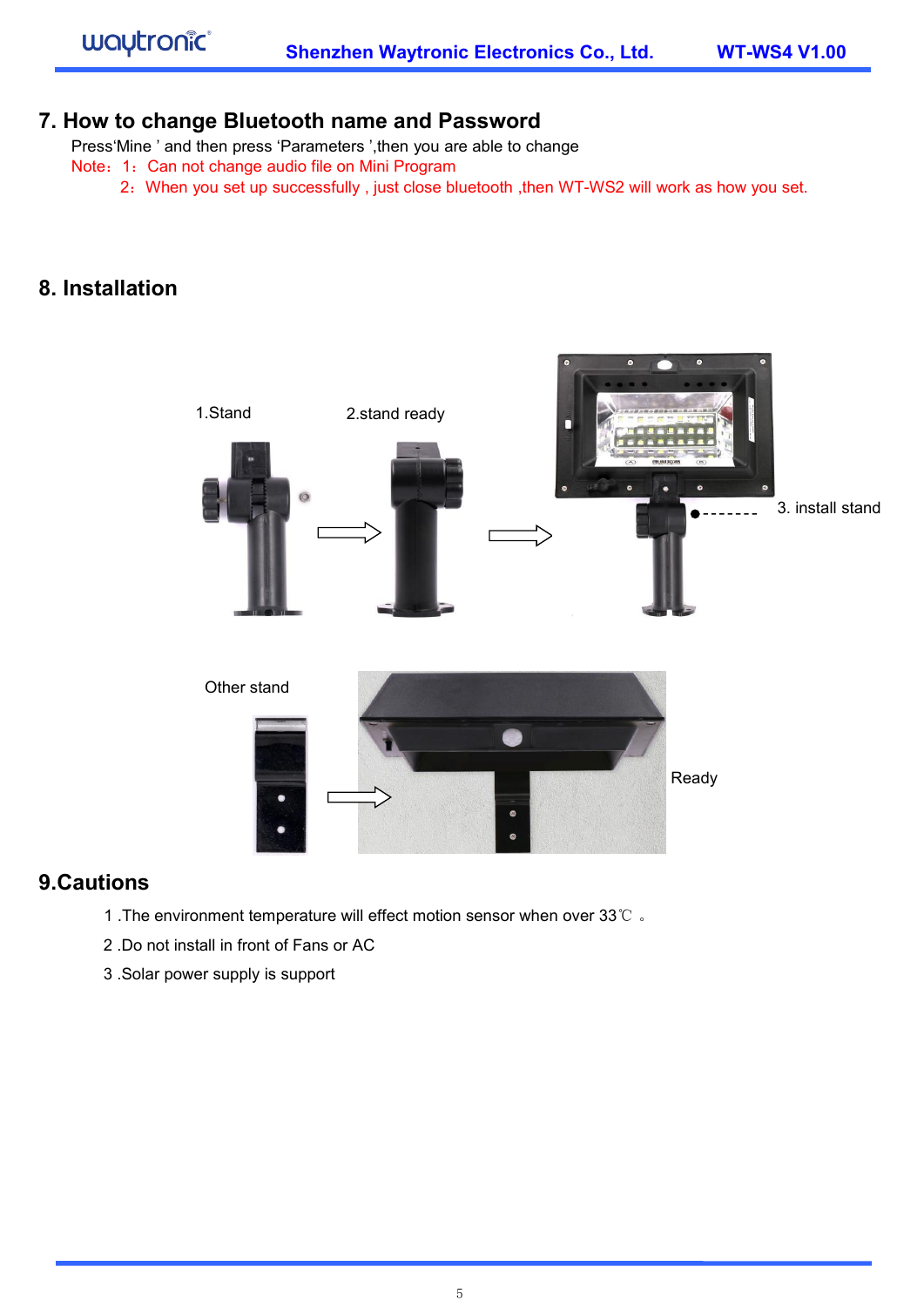## 7. How to change Bluetooth name and Password

Press'Mine ' and then press 'Parameters ',then you are able to change

Note：1：Can not change audio file on Mini Program

2：When you set up successfully , just close bluetooth ,then WT-WS2 will work as how you set.

## 8. Installation

1.Stand

2.stand ready

3. install stand

Other stand

Ready

## 9.Cautions

1 .The environment temperature will effect motion sensor when over 33℃ 。

2 .Do not install in front of Fans or AC

3 .Solar power supply is support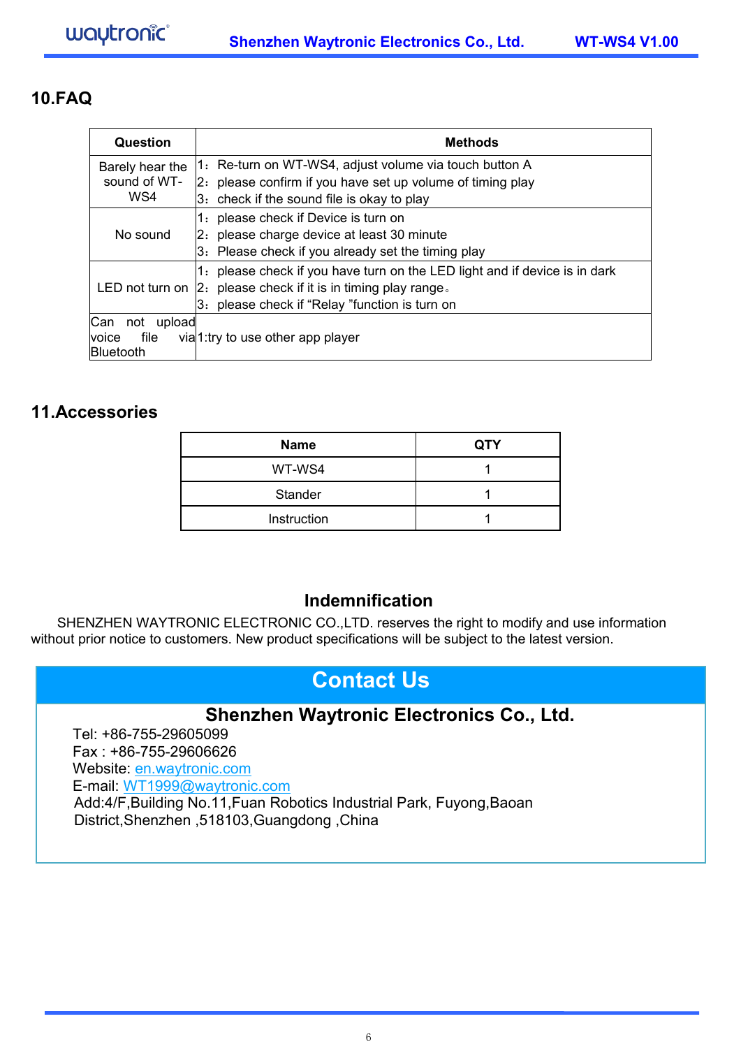## 10.FAQ

| Question | Methods |
| --- | --- |
| Barely hear the sound of WT-WS4 | 1：Re-turn on WT-WS4, adjust volume via touch button A<br>2：please confirm if you have set up volume of timing play<br>3：check if the sound file is okay to play |
| No sound | 1：please check if Device is turn on<br>2：please charge device at least 30 minute<br>3：Please check if you already set the timing play |
| LED not turn on | 1：please check if you have turn on the LED light and if device is in dark<br>2：please check if it is in timing play range。<br>3：please check if “Relay ”function is turn on |
| Can not upload voice file via Bluetooth | 1:try to use other app player |

## 11.Accessories

| Name | QTY |
| --- | --- |
| WT-WS4 | 1 |
| Stander | 1 |
| Instruction | 1 |

## Indemnification

SHENZHEN WAYTRONIC ELECTRONIC CO.,LTD. reserves the right to modify and use information without prior notice to customers. New product specifications will be subject to the latest version.

## Contact Us

**Shenzhen Waytronic Electronics Co., Ltd.**

Tel: +86-755-29605099
Fax : +86-755-29606626
Website: en.waytronic.com
E-mail: WT1999@waytronic.com
Add:4/F,Building No.11,Fuan Robotics Industrial Park, Fuyong,Baoan District,Shenzhen ,518103,Guangdong ,China